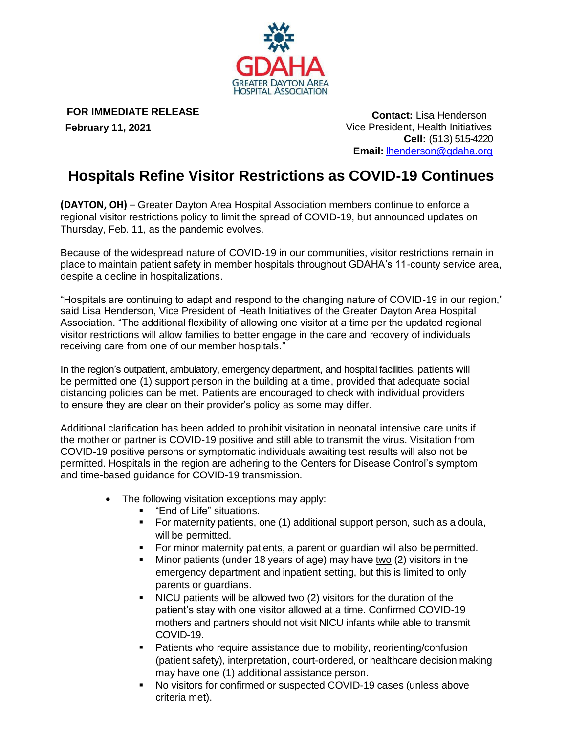GDAHA

GREATER DAYTON AREA HOSPITAL ASSOCIATION

**FOR IMMEDIATE RELEASE**
**February 11, 2021**

**Contact:** Lisa Henderson
Vice President, Health Initiatives
**Cell:** (513) 515-4220
**Email:** lhenderson@gdaha.org

# Hospitals Refine Visitor Restrictions as COVID-19 Continues

**(DAYTON, OH)** – Greater Dayton Area Hospital Association members continue to enforce a regional visitor restrictions policy to limit the spread of COVID-19, but announced updates on Thursday, Feb. 11, as the pandemic evolves.

Because of the widespread nature of COVID-19 in our communities, visitor restrictions remain in place to maintain patient safety in member hospitals throughout GDAHA's 11-county service area, despite a decline in hospitalizations.

"Hospitals are continuing to adapt and respond to the changing nature of COVID-19 in our region," said Lisa Henderson, Vice President of Heath Initiatives of the Greater Dayton Area Hospital Association. "The additional flexibility of allowing one visitor at a time per the updated regional visitor restrictions will allow families to better engage in the care and recovery of individuals receiving care from one of our member hospitals."

In the region's outpatient, ambulatory, emergency department, and hospital facilities, patients will be permitted one (1) support person in the building at a time, provided that adequate social distancing policies can be met. Patients are encouraged to check with individual providers to ensure they are clear on their provider's policy as some may differ.

Additional clarification has been added to prohibit visitation in neonatal intensive care units if the mother or partner is COVID-19 positive and still able to transmit the virus. Visitation from COVID-19 positive persons or symptomatic individuals awaiting test results will also not be permitted. Hospitals in the region are adhering to the Centers for Disease Control's symptom and time-based guidance for COVID-19 transmission.

- The following visitation exceptions may apply:
  - "End of Life" situations.
  - For maternity patients, one (1) additional support person, such as a doula, will be permitted.
  - For minor maternity patients, a parent or guardian will also be permitted.
  - Minor patients (under 18 years of age) may have two (2) visitors in the emergency department and inpatient setting, but this is limited to only parents or guardians.
  - NICU patients will be allowed two (2) visitors for the duration of the patient's stay with one visitor allowed at a time. Confirmed COVID-19 mothers and partners should not visit NICU infants while able to transmit COVID-19.
  - Patients who require assistance due to mobility, reorienting/confusion (patient safety), interpretation, court-ordered, or healthcare decision making may have one (1) additional assistance person.
  - No visitors for confirmed or suspected COVID-19 cases (unless above criteria met).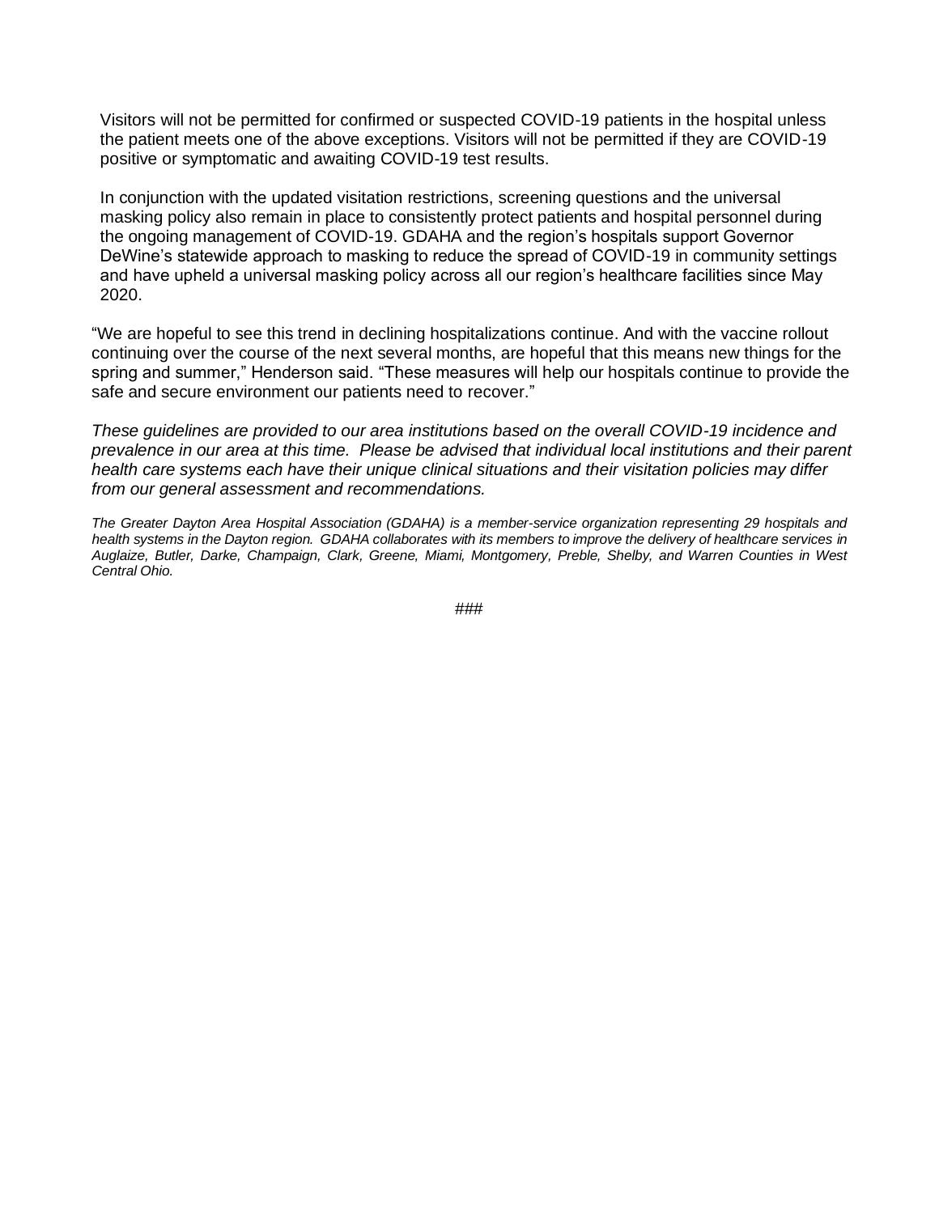Visitors will not be permitted for confirmed or suspected COVID-19 patients in the hospital unless the patient meets one of the above exceptions. Visitors will not be permitted if they are COVID-19 positive or symptomatic and awaiting COVID-19 test results.

In conjunction with the updated visitation restrictions, screening questions and the universal masking policy also remain in place to consistently protect patients and hospital personnel during the ongoing management of COVID-19. GDAHA and the region's hospitals support Governor DeWine's statewide approach to masking to reduce the spread of COVID-19 in community settings and have upheld a universal masking policy across all our region's healthcare facilities since May 2020.

"We are hopeful to see this trend in declining hospitalizations continue. And with the vaccine rollout continuing over the course of the next several months, are hopeful that this means new things for the spring and summer," Henderson said. "These measures will help our hospitals continue to provide the safe and secure environment our patients need to recover."

*These guidelines are provided to our area institutions based on the overall COVID-19 incidence and prevalence in our area at this time. Please be advised that individual local institutions and their parent health care systems each have their unique clinical situations and their visitation policies may differ from our general assessment and recommendations.*

*The Greater Dayton Area Hospital Association (GDAHA) is a member-service organization representing 29 hospitals and health systems in the Dayton region. GDAHA collaborates with its members to improve the delivery of healthcare services in Auglaize, Butler, Darke, Champaign, Clark, Greene, Miami, Montgomery, Preble, Shelby, and Warren Counties in West Central Ohio.*

###